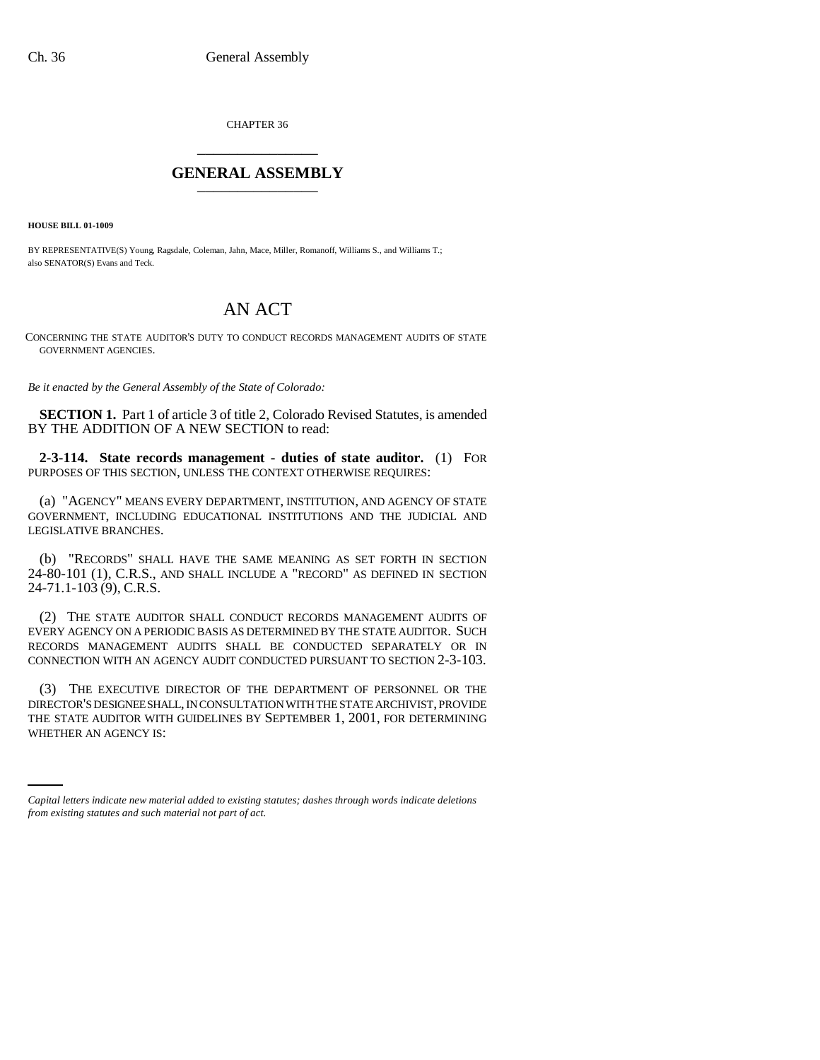CHAPTER 36

## GENERAL ASSEMBLY

**HOUSE BILL 01-1009**

BY REPRESENTATIVE(S) Young, Ragsdale, Coleman, Jahn, Mace, Miller, Romanoff, Williams S., and Williams T.; also SENATOR(S) Evans and Teck.

# AN ACT

CONCERNING THE STATE AUDITOR'S DUTY TO CONDUCT RECORDS MANAGEMENT AUDITS OF STATE GOVERNMENT AGENCIES.

*Be it enacted by the General Assembly of the State of Colorado:*

**SECTION 1.** Part 1 of article 3 of title 2, Colorado Revised Statutes, is amended BY THE ADDITION OF A NEW SECTION to read:

**2-3-114. State records management - duties of state auditor.** (1) FOR PURPOSES OF THIS SECTION, UNLESS THE CONTEXT OTHERWISE REQUIRES:

(a) "AGENCY" MEANS EVERY DEPARTMENT, INSTITUTION, AND AGENCY OF STATE GOVERNMENT, INCLUDING EDUCATIONAL INSTITUTIONS AND THE JUDICIAL AND LEGISLATIVE BRANCHES.

(b) "RECORDS" SHALL HAVE THE SAME MEANING AS SET FORTH IN SECTION 24-80-101 (1), C.R.S., AND SHALL INCLUDE A "RECORD" AS DEFINED IN SECTION 24-71.1-103 (9), C.R.S.

(2) THE STATE AUDITOR SHALL CONDUCT RECORDS MANAGEMENT AUDITS OF EVERY AGENCY ON A PERIODIC BASIS AS DETERMINED BY THE STATE AUDITOR. SUCH RECORDS MANAGEMENT AUDITS SHALL BE CONDUCTED SEPARATELY OR IN CONNECTION WITH AN AGENCY AUDIT CONDUCTED PURSUANT TO SECTION 2-3-103.

(3) THE EXECUTIVE DIRECTOR OF THE DEPARTMENT OF PERSONNEL OR THE DIRECTOR'S DESIGNEE SHALL, IN CONSULTATION WITH THE STATE ARCHIVIST, PROVIDE THE STATE AUDITOR WITH GUIDELINES BY SEPTEMBER 1, 2001, FOR DETERMINING WHETHER AN AGENCY IS:

*Capital letters indicate new material added to existing statutes; dashes through words indicate deletions from existing statutes and such material not part of act.*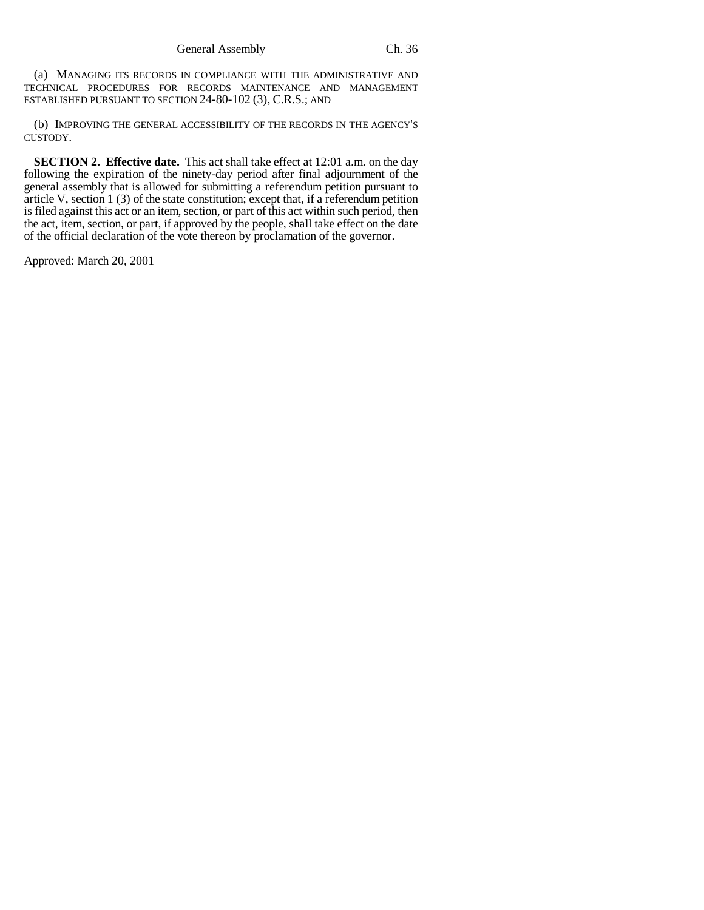(a) MANAGING ITS RECORDS IN COMPLIANCE WITH THE ADMINISTRATIVE AND TECHNICAL PROCEDURES FOR RECORDS MAINTENANCE AND MANAGEMENT ESTABLISHED PURSUANT TO SECTION 24-80-102 (3), C.R.S.; AND

(b) IMPROVING THE GENERAL ACCESSIBILITY OF THE RECORDS IN THE AGENCY'S CUSTODY.

**SECTION 2. Effective date.** This act shall take effect at 12:01 a.m. on the day following the expiration of the ninety-day period after final adjournment of the general assembly that is allowed for submitting a referendum petition pursuant to article V, section 1 (3) of the state constitution; except that, if a referendum petition is filed against this act or an item, section, or part of this act within such period, then the act, item, section, or part, if approved by the people, shall take effect on the date of the official declaration of the vote thereon by proclamation of the governor.

Approved: March 20, 2001